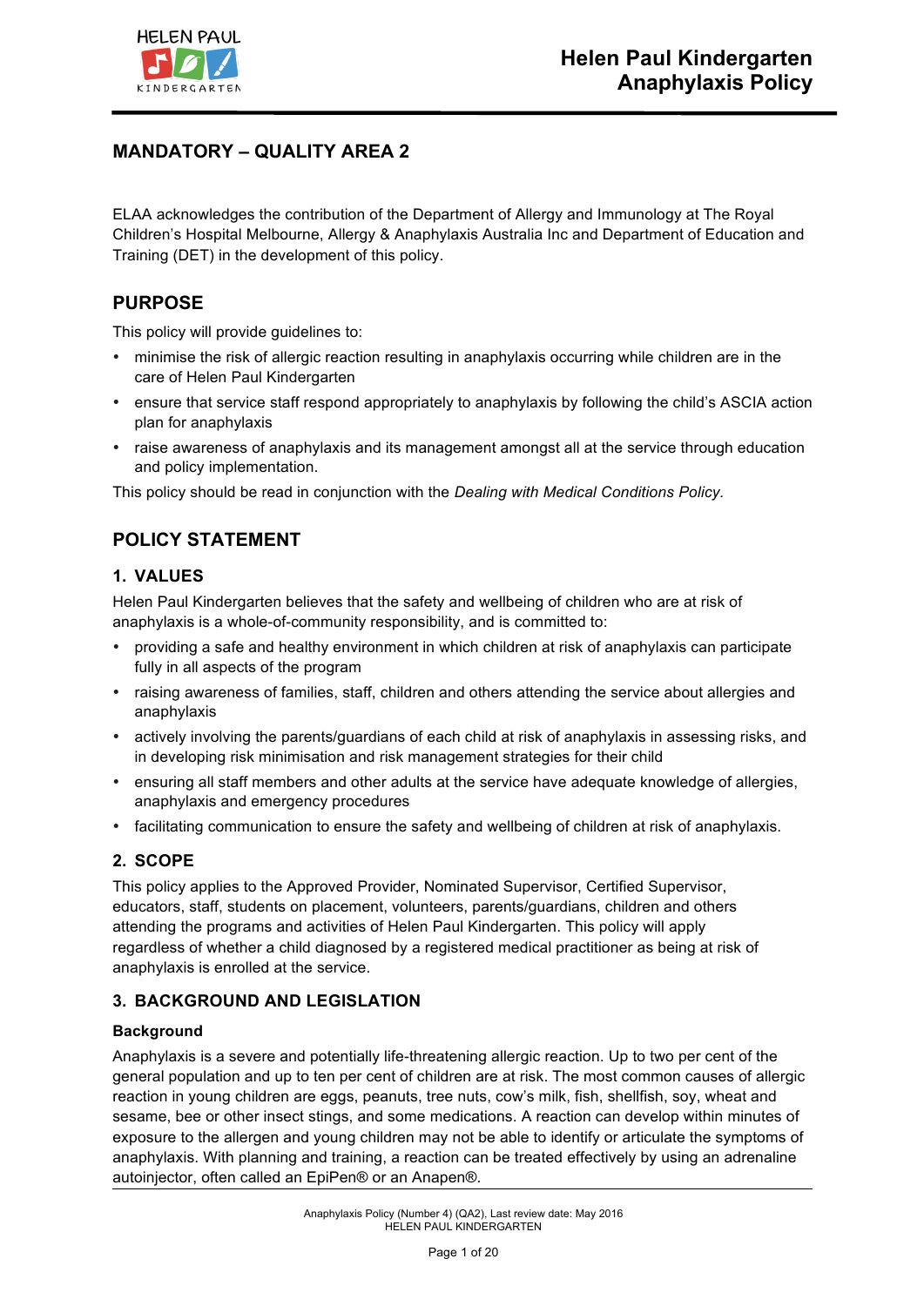# Helen Paul Kindergarten Anaphylaxis Policy

## MANDATORY – QUALITY AREA 2

ELAA acknowledges the contribution of the Department of Allergy and Immunology at The Royal Children's Hospital Melbourne, Allergy & Anaphylaxis Australia Inc and Department of Education and Training (DET) in the development of this policy.

## PURPOSE

This policy will provide guidelines to:

- minimise the risk of allergic reaction resulting in anaphylaxis occurring while children are in the care of Helen Paul Kindergarten
- ensure that service staff respond appropriately to anaphylaxis by following the child's ASCIA action plan for anaphylaxis
- raise awareness of anaphylaxis and its management amongst all at the service through education and policy implementation.

This policy should be read in conjunction with the *Dealing with Medical Conditions Policy.*

## POLICY STATEMENT

### 1. VALUES

Helen Paul Kindergarten believes that the safety and wellbeing of children who are at risk of anaphylaxis is a whole-of-community responsibility, and is committed to:

- providing a safe and healthy environment in which children at risk of anaphylaxis can participate fully in all aspects of the program
- raising awareness of families, staff, children and others attending the service about allergies and anaphylaxis
- actively involving the parents/guardians of each child at risk of anaphylaxis in assessing risks, and in developing risk minimisation and risk management strategies for their child
- ensuring all staff members and other adults at the service have adequate knowledge of allergies, anaphylaxis and emergency procedures
- facilitating communication to ensure the safety and wellbeing of children at risk of anaphylaxis.

### 2. SCOPE

This policy applies to the Approved Provider, Nominated Supervisor, Certified Supervisor, educators, staff, students on placement, volunteers, parents/guardians, children and others attending the programs and activities of Helen Paul Kindergarten. This policy will apply regardless of whether a child diagnosed by a registered medical practitioner as being at risk of anaphylaxis is enrolled at the service.

### 3. BACKGROUND AND LEGISLATION

**Background**

Anaphylaxis is a severe and potentially life-threatening allergic reaction. Up to two per cent of the general population and up to ten per cent of children are at risk. The most common causes of allergic reaction in young children are eggs, peanuts, tree nuts, cow's milk, fish, shellfish, soy, wheat and sesame, bee or other insect stings, and some medications. A reaction can develop within minutes of exposure to the allergen and young children may not be able to identify or articulate the symptoms of anaphylaxis. With planning and training, a reaction can be treated effectively by using an adrenaline autoinjector, often called an EpiPen® or an Anapen®.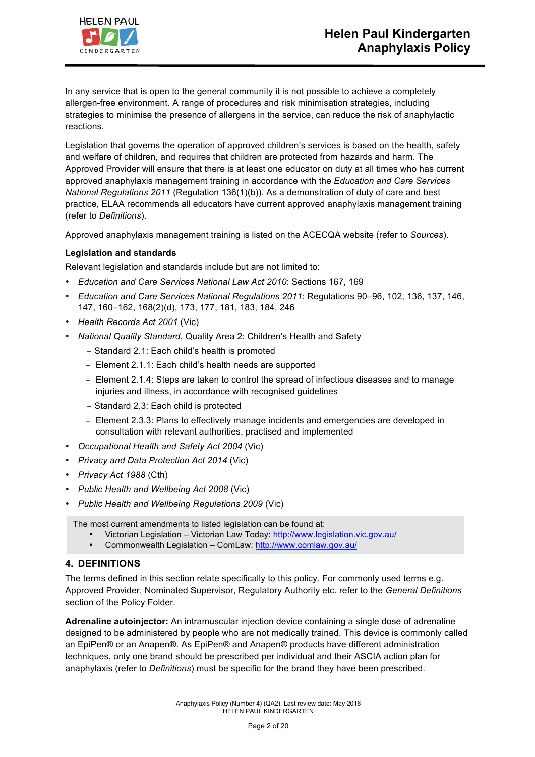In any service that is open to the general community it is not possible to achieve a completely allergen-free environment. A range of procedures and risk minimisation strategies, including strategies to minimise the presence of allergens in the service, can reduce the risk of anaphylactic reactions.

Legislation that governs the operation of approved children's services is based on the health, safety and welfare of children, and requires that children are protected from hazards and harm. The Approved Provider will ensure that there is at least one educator on duty at all times who has current approved anaphylaxis management training in accordance with the *Education and Care Services National Regulations 2011* (Regulation 136(1)(b)). As a demonstration of duty of care and best practice, ELAA recommends all educators have current approved anaphylaxis management training (refer to *Definitions*).

Approved anaphylaxis management training is listed on the ACECQA website (refer to *Sources*).

**Legislation and standards**

Relevant legislation and standards include but are not limited to:

- *Education and Care Services National Law Act 2010*: Sections 167, 169
- *Education and Care Services National Regulations 2011*: Regulations 90–96, 102, 136, 137, 146, 147, 160–162, 168(2)(d), 173, 177, 181, 183, 184, 246
- *Health Records Act 2001* (Vic)
- *National Quality Standard*, Quality Area 2: Children's Health and Safety
  - Standard 2.1: Each child's health is promoted
  - Element 2.1.1: Each child's health needs are supported
  - Element 2.1.4: Steps are taken to control the spread of infectious diseases and to manage injuries and illness, in accordance with recognised guidelines
  - Standard 2.3: Each child is protected
  - Element 2.3.3: Plans to effectively manage incidents and emergencies are developed in consultation with relevant authorities, practised and implemented
- *Occupational Health and Safety Act 2004* (Vic)
- *Privacy and Data Protection Act 2014* (Vic)
- *Privacy Act 1988* (Cth)
- *Public Health and Wellbeing Act 2008* (Vic)
- *Public Health and Wellbeing Regulations 2009* (Vic)

The most current amendments to listed legislation can be found at:

- Victorian Legislation – Victorian Law Today: http://www.legislation.vic.gov.au/
- Commonwealth Legislation – ComLaw: http://www.comlaw.gov.au/

## 4. DEFINITIONS

The terms defined in this section relate specifically to this policy. For commonly used terms e.g. Approved Provider, Nominated Supervisor, Regulatory Authority etc. refer to the *General Definitions* section of the Policy Folder.

**Adrenaline autoinjector:** An intramuscular injection device containing a single dose of adrenaline designed to be administered by people who are not medically trained. This device is commonly called an EpiPen® or an Anapen®. As EpiPen® and Anapen® products have different administration techniques, only one brand should be prescribed per individual and their ASCIA action plan for anaphylaxis (refer to *Definitions*) must be specific for the brand they have been prescribed.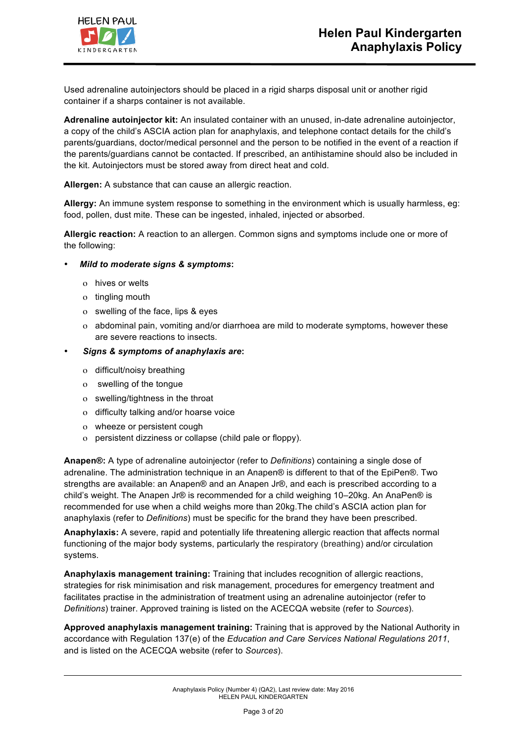Used adrenaline autoinjectors should be placed in a rigid sharps disposal unit or another rigid container if a sharps container is not available.

**Adrenaline autoinjector kit:** An insulated container with an unused, in-date adrenaline autoinjector, a copy of the child's ASCIA action plan for anaphylaxis, and telephone contact details for the child's parents/guardians, doctor/medical personnel and the person to be notified in the event of a reaction if the parents/guardians cannot be contacted. If prescribed, an antihistamine should also be included in the kit. Autoinjectors must be stored away from direct heat and cold.

**Allergen:** A substance that can cause an allergic reaction.

**Allergy:** An immune system response to something in the environment which is usually harmless, eg: food, pollen, dust mite. These can be ingested, inhaled, injected or absorbed.

**Allergic reaction:** A reaction to an allergen. Common signs and symptoms include one or more of the following:

- ***Mild to moderate signs & symptoms***:
    - hives or welts
    - tingling mouth
    - swelling of the face, lips & eyes
    - abdominal pain, vomiting and/or diarrhoea are mild to moderate symptoms, however these are severe reactions to insects.
- ***Signs & symptoms of anaphylaxis are***:
    - difficult/noisy breathing
    - swelling of the tongue
    - swelling/tightness in the throat
    - difficulty talking and/or hoarse voice
    - wheeze or persistent cough
    - persistent dizziness or collapse (child pale or floppy).

**Anapen®:** A type of adrenaline autoinjector (refer to *Definitions*) containing a single dose of adrenaline. The administration technique in an Anapen® is different to that of the EpiPen®. Two strengths are available: an Anapen® and an Anapen Jr®, and each is prescribed according to a child's weight. The Anapen Jr® is recommended for a child weighing 10–20kg. An AnaPen® is recommended for use when a child weighs more than 20kg.The child's ASCIA action plan for anaphylaxis (refer to *Definitions*) must be specific for the brand they have been prescribed.

**Anaphylaxis:** A severe, rapid and potentially life threatening allergic reaction that affects normal functioning of the major body systems, particularly the respiratory (breathing) and/or circulation systems.

**Anaphylaxis management training:** Training that includes recognition of allergic reactions, strategies for risk minimisation and risk management, procedures for emergency treatment and facilitates practise in the administration of treatment using an adrenaline autoinjector (refer to *Definitions*) trainer. Approved training is listed on the ACECQA website (refer to *Sources*).

**Approved anaphylaxis management training:** Training that is approved by the National Authority in accordance with Regulation 137(e) of the *Education and Care Services National Regulations 2011*, and is listed on the ACECQA website (refer to *Sources*).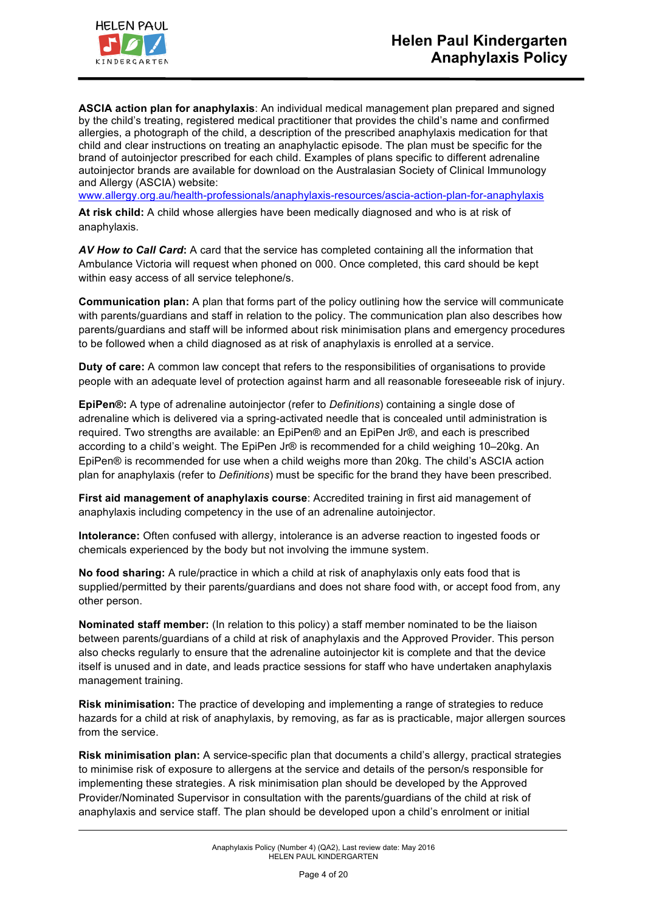**ASCIA action plan for anaphylaxis**: An individual medical management plan prepared and signed by the child's treating, registered medical practitioner that provides the child's name and confirmed allergies, a photograph of the child, a description of the prescribed anaphylaxis medication for that child and clear instructions on treating an anaphylactic episode. The plan must be specific for the brand of autoinjector prescribed for each child. Examples of plans specific to different adrenaline autoinjector brands are available for download on the Australasian Society of Clinical Immunology and Allergy (ASCIA) website: www.allergy.org.au/health-professionals/anaphylaxis-resources/ascia-action-plan-for-anaphylaxis

**At risk child:** A child whose allergies have been medically diagnosed and who is at risk of anaphylaxis.

***AV How to Call Card*:** A card that the service has completed containing all the information that Ambulance Victoria will request when phoned on 000. Once completed, this card should be kept within easy access of all service telephone/s.

**Communication plan:** A plan that forms part of the policy outlining how the service will communicate with parents/guardians and staff in relation to the policy. The communication plan also describes how parents/guardians and staff will be informed about risk minimisation plans and emergency procedures to be followed when a child diagnosed as at risk of anaphylaxis is enrolled at a service.

**Duty of care:** A common law concept that refers to the responsibilities of organisations to provide people with an adequate level of protection against harm and all reasonable foreseeable risk of injury.

**EpiPen®:** A type of adrenaline autoinjector (refer to *Definitions*) containing a single dose of adrenaline which is delivered via a spring-activated needle that is concealed until administration is required. Two strengths are available: an EpiPen® and an EpiPen Jr®, and each is prescribed according to a child's weight. The EpiPen Jr® is recommended for a child weighing 10–20kg. An EpiPen® is recommended for use when a child weighs more than 20kg. The child's ASCIA action plan for anaphylaxis (refer to *Definitions*) must be specific for the brand they have been prescribed.

**First aid management of anaphylaxis course**: Accredited training in first aid management of anaphylaxis including competency in the use of an adrenaline autoinjector.

**Intolerance:** Often confused with allergy, intolerance is an adverse reaction to ingested foods or chemicals experienced by the body but not involving the immune system.

**No food sharing:** A rule/practice in which a child at risk of anaphylaxis only eats food that is supplied/permitted by their parents/guardians and does not share food with, or accept food from, any other person.

**Nominated staff member:** (In relation to this policy) a staff member nominated to be the liaison between parents/guardians of a child at risk of anaphylaxis and the Approved Provider. This person also checks regularly to ensure that the adrenaline autoinjector kit is complete and that the device itself is unused and in date, and leads practice sessions for staff who have undertaken anaphylaxis management training.

**Risk minimisation:** The practice of developing and implementing a range of strategies to reduce hazards for a child at risk of anaphylaxis, by removing, as far as is practicable, major allergen sources from the service.

**Risk minimisation plan:** A service-specific plan that documents a child's allergy, practical strategies to minimise risk of exposure to allergens at the service and details of the person/s responsible for implementing these strategies. A risk minimisation plan should be developed by the Approved Provider/Nominated Supervisor in consultation with the parents/guardians of the child at risk of anaphylaxis and service staff. The plan should be developed upon a child's enrolment or initial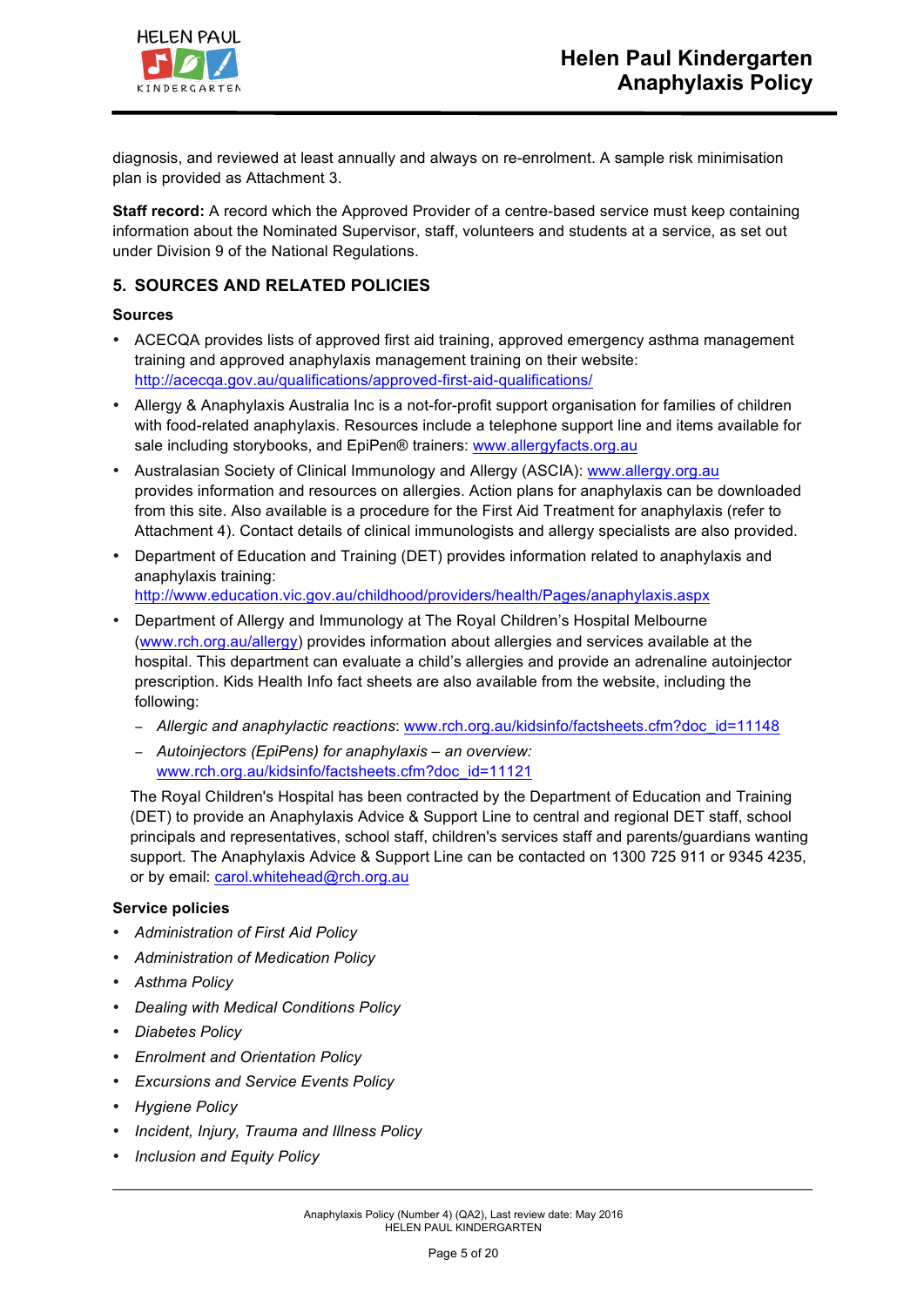diagnosis, and reviewed at least annually and always on re-enrolment. A sample risk minimisation plan is provided as Attachment 3.

**Staff record:** A record which the Approved Provider of a centre-based service must keep containing information about the Nominated Supervisor, staff, volunteers and students at a service, as set out under Division 9 of the National Regulations.

## 5. SOURCES AND RELATED POLICIES

### Sources

- ACECQA provides lists of approved first aid training, approved emergency asthma management training and approved anaphylaxis management training on their website: http://acecqa.gov.au/qualifications/approved-first-aid-qualifications/
- Allergy & Anaphylaxis Australia Inc is a not-for-profit support organisation for families of children with food-related anaphylaxis. Resources include a telephone support line and items available for sale including storybooks, and EpiPen® trainers: www.allergyfacts.org.au
- Australasian Society of Clinical Immunology and Allergy (ASCIA): www.allergy.org.au provides information and resources on allergies. Action plans for anaphylaxis can be downloaded from this site. Also available is a procedure for the First Aid Treatment for anaphylaxis (refer to Attachment 4). Contact details of clinical immunologists and allergy specialists are also provided.
- Department of Education and Training (DET) provides information related to anaphylaxis and anaphylaxis training: http://www.education.vic.gov.au/childhood/providers/health/Pages/anaphylaxis.aspx
- Department of Allergy and Immunology at The Royal Children's Hospital Melbourne (www.rch.org.au/allergy) provides information about allergies and services available at the hospital. This department can evaluate a child's allergies and provide an adrenaline autoinjector prescription. Kids Health Info fact sheets are also available from the website, including the following:
  - *Allergic and anaphylactic reactions*: www.rch.org.au/kidsinfo/factsheets.cfm?doc_id=11148
  - *Autoinjectors (EpiPens) for anaphylaxis – an overview:* www.rch.org.au/kidsinfo/factsheets.cfm?doc_id=11121

  The Royal Children's Hospital has been contracted by the Department of Education and Training (DET) to provide an Anaphylaxis Advice & Support Line to central and regional DET staff, school principals and representatives, school staff, children's services staff and parents/guardians wanting support. The Anaphylaxis Advice & Support Line can be contacted on 1300 725 911 or 9345 4235, or by email: carol.whitehead@rch.org.au

### Service policies

- *Administration of First Aid Policy*
- *Administration of Medication Policy*
- *Asthma Policy*
- *Dealing with Medical Conditions Policy*
- *Diabetes Policy*
- *Enrolment and Orientation Policy*
- *Excursions and Service Events Policy*
- *Hygiene Policy*
- *Incident, Injury, Trauma and Illness Policy*
- *Inclusion and Equity Policy*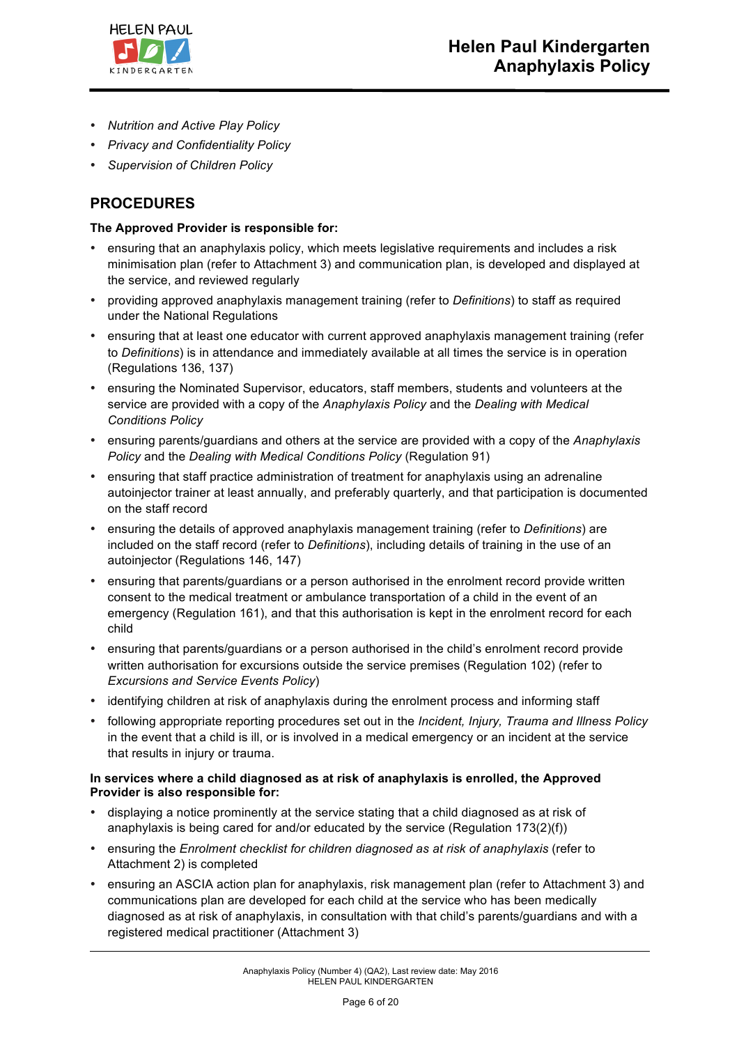- *Nutrition and Active Play Policy*
- *Privacy and Confidentiality Policy*
- *Supervision of Children Policy*

## PROCEDURES

**The Approved Provider is responsible for:**

- ensuring that an anaphylaxis policy, which meets legislative requirements and includes a risk minimisation plan (refer to Attachment 3) and communication plan, is developed and displayed at the service, and reviewed regularly
- providing approved anaphylaxis management training (refer to *Definitions*) to staff as required under the National Regulations
- ensuring that at least one educator with current approved anaphylaxis management training (refer to *Definitions*) is in attendance and immediately available at all times the service is in operation (Regulations 136, 137)
- ensuring the Nominated Supervisor, educators, staff members, students and volunteers at the service are provided with a copy of the *Anaphylaxis Policy* and the *Dealing with Medical Conditions Policy*
- ensuring parents/guardians and others at the service are provided with a copy of the *Anaphylaxis Policy* and the *Dealing with Medical Conditions Policy* (Regulation 91)
- ensuring that staff practice administration of treatment for anaphylaxis using an adrenaline autoinjector trainer at least annually, and preferably quarterly, and that participation is documented on the staff record
- ensuring the details of approved anaphylaxis management training (refer to *Definitions*) are included on the staff record (refer to *Definitions*), including details of training in the use of an autoinjector (Regulations 146, 147)
- ensuring that parents/guardians or a person authorised in the enrolment record provide written consent to the medical treatment or ambulance transportation of a child in the event of an emergency (Regulation 161), and that this authorisation is kept in the enrolment record for each child
- ensuring that parents/guardians or a person authorised in the child's enrolment record provide written authorisation for excursions outside the service premises (Regulation 102) (refer to *Excursions and Service Events Policy*)
- identifying children at risk of anaphylaxis during the enrolment process and informing staff
- following appropriate reporting procedures set out in the *Incident, Injury, Trauma and Illness Policy* in the event that a child is ill, or is involved in a medical emergency or an incident at the service that results in injury or trauma.

**In services where a child diagnosed as at risk of anaphylaxis is enrolled, the Approved Provider is also responsible for:**

- displaying a notice prominently at the service stating that a child diagnosed as at risk of anaphylaxis is being cared for and/or educated by the service (Regulation 173(2)(f))
- ensuring the *Enrolment checklist for children diagnosed as at risk of anaphylaxis* (refer to Attachment 2) is completed
- ensuring an ASCIA action plan for anaphylaxis, risk management plan (refer to Attachment 3) and communications plan are developed for each child at the service who has been medically diagnosed as at risk of anaphylaxis, in consultation with that child's parents/guardians and with a registered medical practitioner (Attachment 3)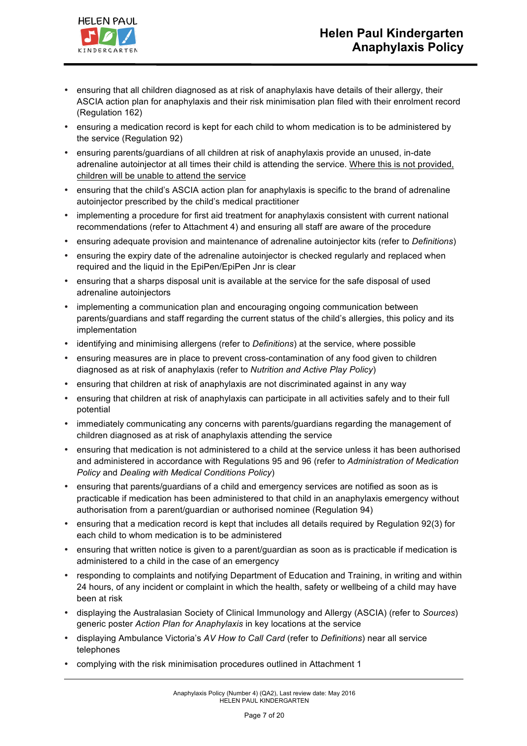- ensuring that all children diagnosed as at risk of anaphylaxis have details of their allergy, their ASCIA action plan for anaphylaxis and their risk minimisation plan filed with their enrolment record (Regulation 162)
- ensuring a medication record is kept for each child to whom medication is to be administered by the service (Regulation 92)
- ensuring parents/guardians of all children at risk of anaphylaxis provide an unused, in-date adrenaline autoinjector at all times their child is attending the service. <u>Where this is not provided, children will be unable to attend the service</u>
- ensuring that the child's ASCIA action plan for anaphylaxis is specific to the brand of adrenaline autoinjector prescribed by the child's medical practitioner
- implementing a procedure for first aid treatment for anaphylaxis consistent with current national recommendations (refer to Attachment 4) and ensuring all staff are aware of the procedure
- ensuring adequate provision and maintenance of adrenaline autoinjector kits (refer to *Definitions*)
- ensuring the expiry date of the adrenaline autoinjector is checked regularly and replaced when required and the liquid in the EpiPen/EpiPen Jnr is clear
- ensuring that a sharps disposal unit is available at the service for the safe disposal of used adrenaline autoinjectors
- implementing a communication plan and encouraging ongoing communication between parents/guardians and staff regarding the current status of the child's allergies, this policy and its implementation
- identifying and minimising allergens (refer to *Definitions*) at the service, where possible
- ensuring measures are in place to prevent cross-contamination of any food given to children diagnosed as at risk of anaphylaxis (refer to *Nutrition and Active Play Policy*)
- ensuring that children at risk of anaphylaxis are not discriminated against in any way
- ensuring that children at risk of anaphylaxis can participate in all activities safely and to their full potential
- immediately communicating any concerns with parents/guardians regarding the management of children diagnosed as at risk of anaphylaxis attending the service
- ensuring that medication is not administered to a child at the service unless it has been authorised and administered in accordance with Regulations 95 and 96 (refer to *Administration of Medication Policy* and *Dealing with Medical Conditions Policy*)
- ensuring that parents/guardians of a child and emergency services are notified as soon as is practicable if medication has been administered to that child in an anaphylaxis emergency without authorisation from a parent/guardian or authorised nominee (Regulation 94)
- ensuring that a medication record is kept that includes all details required by Regulation 92(3) for each child to whom medication is to be administered
- ensuring that written notice is given to a parent/guardian as soon as is practicable if medication is administered to a child in the case of an emergency
- responding to complaints and notifying Department of Education and Training, in writing and within 24 hours, of any incident or complaint in which the health, safety or wellbeing of a child may have been at risk
- displaying the Australasian Society of Clinical Immunology and Allergy (ASCIA) (refer to *Sources*) generic poster *Action Plan for Anaphylaxis* in key locations at the service
- displaying Ambulance Victoria's *AV How to Call Card* (refer to *Definitions*) near all service telephones
- complying with the risk minimisation procedures outlined in Attachment 1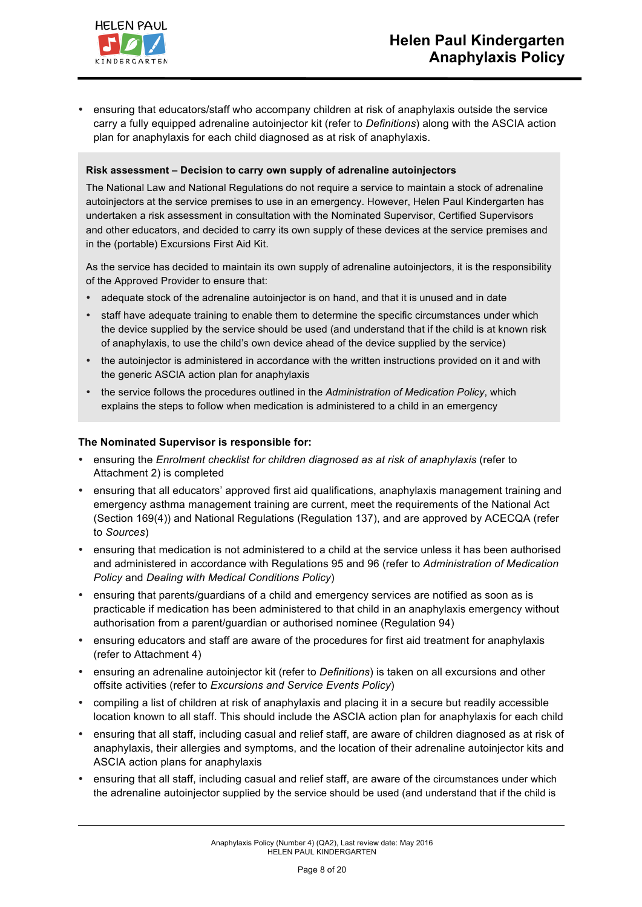- ensuring that educators/staff who accompany children at risk of anaphylaxis outside the service carry a fully equipped adrenaline autoinjector kit (refer to *Definitions*) along with the ASCIA action plan for anaphylaxis for each child diagnosed as at risk of anaphylaxis.

**Risk assessment – Decision to carry own supply of adrenaline autoinjectors**

The National Law and National Regulations do not require a service to maintain a stock of adrenaline autoinjectors at the service premises to use in an emergency. However, Helen Paul Kindergarten has undertaken a risk assessment in consultation with the Nominated Supervisor, Certified Supervisors and other educators, and decided to carry its own supply of these devices at the service premises and in the (portable) Excursions First Aid Kit.

As the service has decided to maintain its own supply of adrenaline autoinjectors, it is the responsibility of the Approved Provider to ensure that:

- adequate stock of the adrenaline autoinjector is on hand, and that it is unused and in date
- staff have adequate training to enable them to determine the specific circumstances under which the device supplied by the service should be used (and understand that if the child is at known risk of anaphylaxis, to use the child's own device ahead of the device supplied by the service)
- the autoinjector is administered in accordance with the written instructions provided on it and with the generic ASCIA action plan for anaphylaxis
- the service follows the procedures outlined in the *Administration of Medication Policy*, which explains the steps to follow when medication is administered to a child in an emergency

**The Nominated Supervisor is responsible for:**

- ensuring the *Enrolment checklist for children diagnosed as at risk of anaphylaxis* (refer to Attachment 2) is completed
- ensuring that all educators' approved first aid qualifications, anaphylaxis management training and emergency asthma management training are current, meet the requirements of the National Act (Section 169(4)) and National Regulations (Regulation 137), and are approved by ACECQA (refer to *Sources*)
- ensuring that medication is not administered to a child at the service unless it has been authorised and administered in accordance with Regulations 95 and 96 (refer to *Administration of Medication Policy* and *Dealing with Medical Conditions Policy*)
- ensuring that parents/guardians of a child and emergency services are notified as soon as is practicable if medication has been administered to that child in an anaphylaxis emergency without authorisation from a parent/guardian or authorised nominee (Regulation 94)
- ensuring educators and staff are aware of the procedures for first aid treatment for anaphylaxis (refer to Attachment 4)
- ensuring an adrenaline autoinjector kit (refer to *Definitions*) is taken on all excursions and other offsite activities (refer to *Excursions and Service Events Policy*)
- compiling a list of children at risk of anaphylaxis and placing it in a secure but readily accessible location known to all staff. This should include the ASCIA action plan for anaphylaxis for each child
- ensuring that all staff, including casual and relief staff, are aware of children diagnosed as at risk of anaphylaxis, their allergies and symptoms, and the location of their adrenaline autoinjector kits and ASCIA action plans for anaphylaxis
- ensuring that all staff, including casual and relief staff, are aware of the circumstances under which the adrenaline autoinjector supplied by the service should be used (and understand that if the child is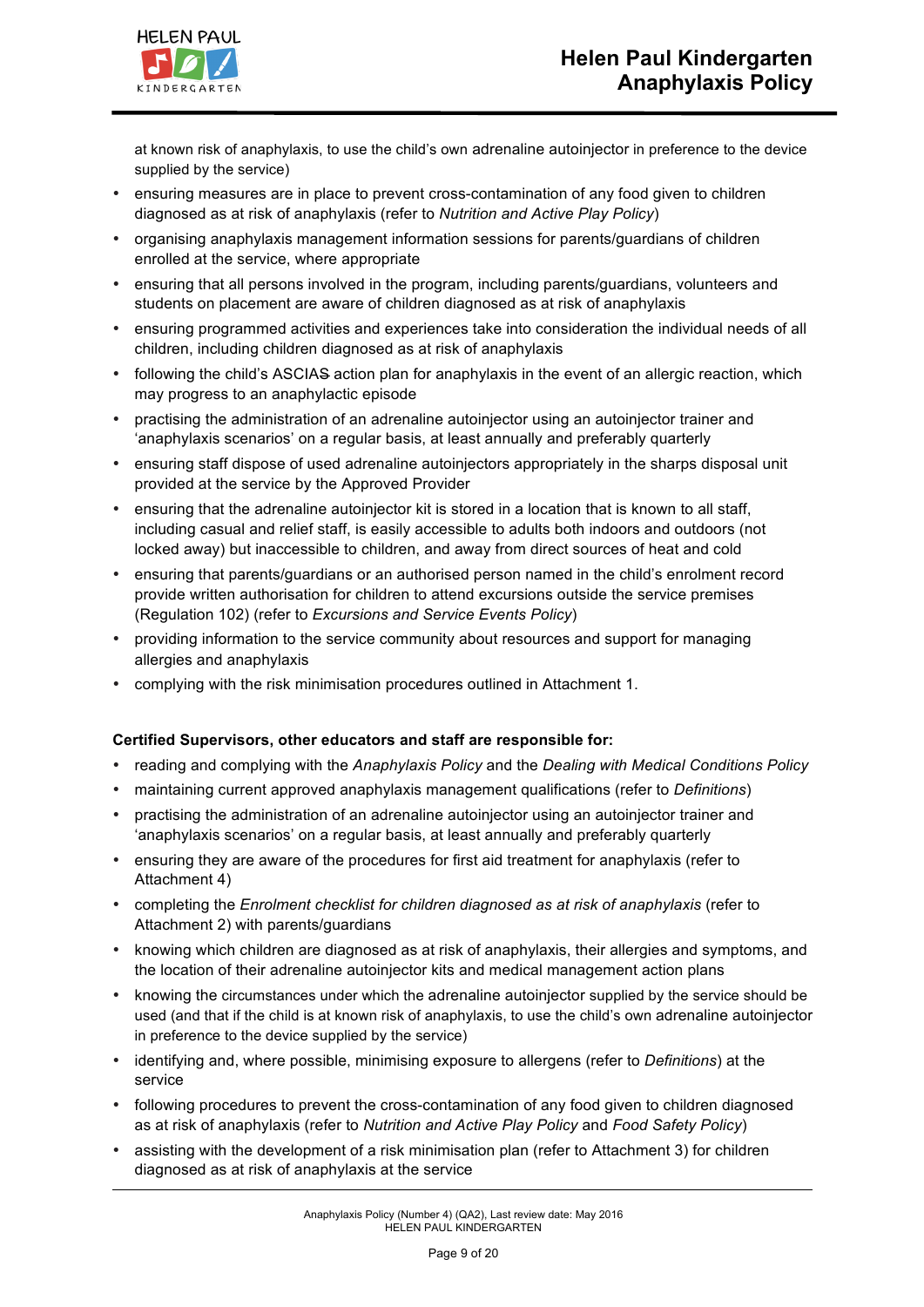at known risk of anaphylaxis, to use the child's own adrenaline autoinjector in preference to the device supplied by the service)

- ensuring measures are in place to prevent cross-contamination of any food given to children diagnosed as at risk of anaphylaxis (refer to *Nutrition and Active Play Policy*)
- organising anaphylaxis management information sessions for parents/guardians of children enrolled at the service, where appropriate
- ensuring that all persons involved in the program, including parents/guardians, volunteers and students on placement are aware of children diagnosed as at risk of anaphylaxis
- ensuring programmed activities and experiences take into consideration the individual needs of all children, including children diagnosed as at risk of anaphylaxis
- following the child's ASCIAS action plan for anaphylaxis in the event of an allergic reaction, which may progress to an anaphylactic episode
- practising the administration of an adrenaline autoinjector using an autoinjector trainer and 'anaphylaxis scenarios' on a regular basis, at least annually and preferably quarterly
- ensuring staff dispose of used adrenaline autoinjectors appropriately in the sharps disposal unit provided at the service by the Approved Provider
- ensuring that the adrenaline autoinjector kit is stored in a location that is known to all staff, including casual and relief staff, is easily accessible to adults both indoors and outdoors (not locked away) but inaccessible to children, and away from direct sources of heat and cold
- ensuring that parents/guardians or an authorised person named in the child's enrolment record provide written authorisation for children to attend excursions outside the service premises (Regulation 102) (refer to *Excursions and Service Events Policy*)
- providing information to the service community about resources and support for managing allergies and anaphylaxis
- complying with the risk minimisation procedures outlined in Attachment 1.

**Certified Supervisors, other educators and staff are responsible for:**

- reading and complying with the *Anaphylaxis Policy* and the *Dealing with Medical Conditions Policy*
- maintaining current approved anaphylaxis management qualifications (refer to *Definitions*)
- practising the administration of an adrenaline autoinjector using an autoinjector trainer and 'anaphylaxis scenarios' on a regular basis, at least annually and preferably quarterly
- ensuring they are aware of the procedures for first aid treatment for anaphylaxis (refer to Attachment 4)
- completing the *Enrolment checklist for children diagnosed as at risk of anaphylaxis* (refer to Attachment 2) with parents/guardians
- knowing which children are diagnosed as at risk of anaphylaxis, their allergies and symptoms, and the location of their adrenaline autoinjector kits and medical management action plans
- knowing the circumstances under which the adrenaline autoinjector supplied by the service should be used (and that if the child is at known risk of anaphylaxis, to use the child's own adrenaline autoinjector in preference to the device supplied by the service)
- identifying and, where possible, minimising exposure to allergens (refer to *Definitions*) at the service
- following procedures to prevent the cross-contamination of any food given to children diagnosed as at risk of anaphylaxis (refer to *Nutrition and Active Play Policy* and *Food Safety Policy*)
- assisting with the development of a risk minimisation plan (refer to Attachment 3) for children diagnosed as at risk of anaphylaxis at the service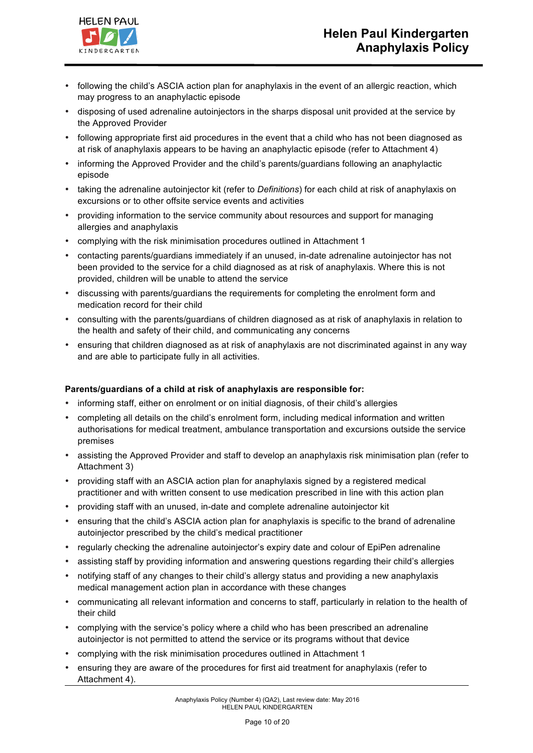- following the child's ASCIA action plan for anaphylaxis in the event of an allergic reaction, which may progress to an anaphylactic episode
- disposing of used adrenaline autoinjectors in the sharps disposal unit provided at the service by the Approved Provider
- following appropriate first aid procedures in the event that a child who has not been diagnosed as at risk of anaphylaxis appears to be having an anaphylactic episode (refer to Attachment 4)
- informing the Approved Provider and the child's parents/guardians following an anaphylactic episode
- taking the adrenaline autoinjector kit (refer to *Definitions*) for each child at risk of anaphylaxis on excursions or to other offsite service events and activities
- providing information to the service community about resources and support for managing allergies and anaphylaxis
- complying with the risk minimisation procedures outlined in Attachment 1
- contacting parents/guardians immediately if an unused, in-date adrenaline autoinjector has not been provided to the service for a child diagnosed as at risk of anaphylaxis. Where this is not provided, children will be unable to attend the service
- discussing with parents/guardians the requirements for completing the enrolment form and medication record for their child
- consulting with the parents/guardians of children diagnosed as at risk of anaphylaxis in relation to the health and safety of their child, and communicating any concerns
- ensuring that children diagnosed as at risk of anaphylaxis are not discriminated against in any way and are able to participate fully in all activities.

**Parents/guardians of a child at risk of anaphylaxis are responsible for:**

- informing staff, either on enrolment or on initial diagnosis, of their child's allergies
- completing all details on the child's enrolment form, including medical information and written authorisations for medical treatment, ambulance transportation and excursions outside the service premises
- assisting the Approved Provider and staff to develop an anaphylaxis risk minimisation plan (refer to Attachment 3)
- providing staff with an ASCIA action plan for anaphylaxis signed by a registered medical practitioner and with written consent to use medication prescribed in line with this action plan
- providing staff with an unused, in-date and complete adrenaline autoinjector kit
- ensuring that the child's ASCIA action plan for anaphylaxis is specific to the brand of adrenaline autoinjector prescribed by the child's medical practitioner
- regularly checking the adrenaline autoinjector's expiry date and colour of EpiPen adrenaline
- assisting staff by providing information and answering questions regarding their child's allergies
- notifying staff of any changes to their child's allergy status and providing a new anaphylaxis medical management action plan in accordance with these changes
- communicating all relevant information and concerns to staff, particularly in relation to the health of their child
- complying with the service's policy where a child who has been prescribed an adrenaline autoinjector is not permitted to attend the service or its programs without that device
- complying with the risk minimisation procedures outlined in Attachment 1
- ensuring they are aware of the procedures for first aid treatment for anaphylaxis (refer to Attachment 4).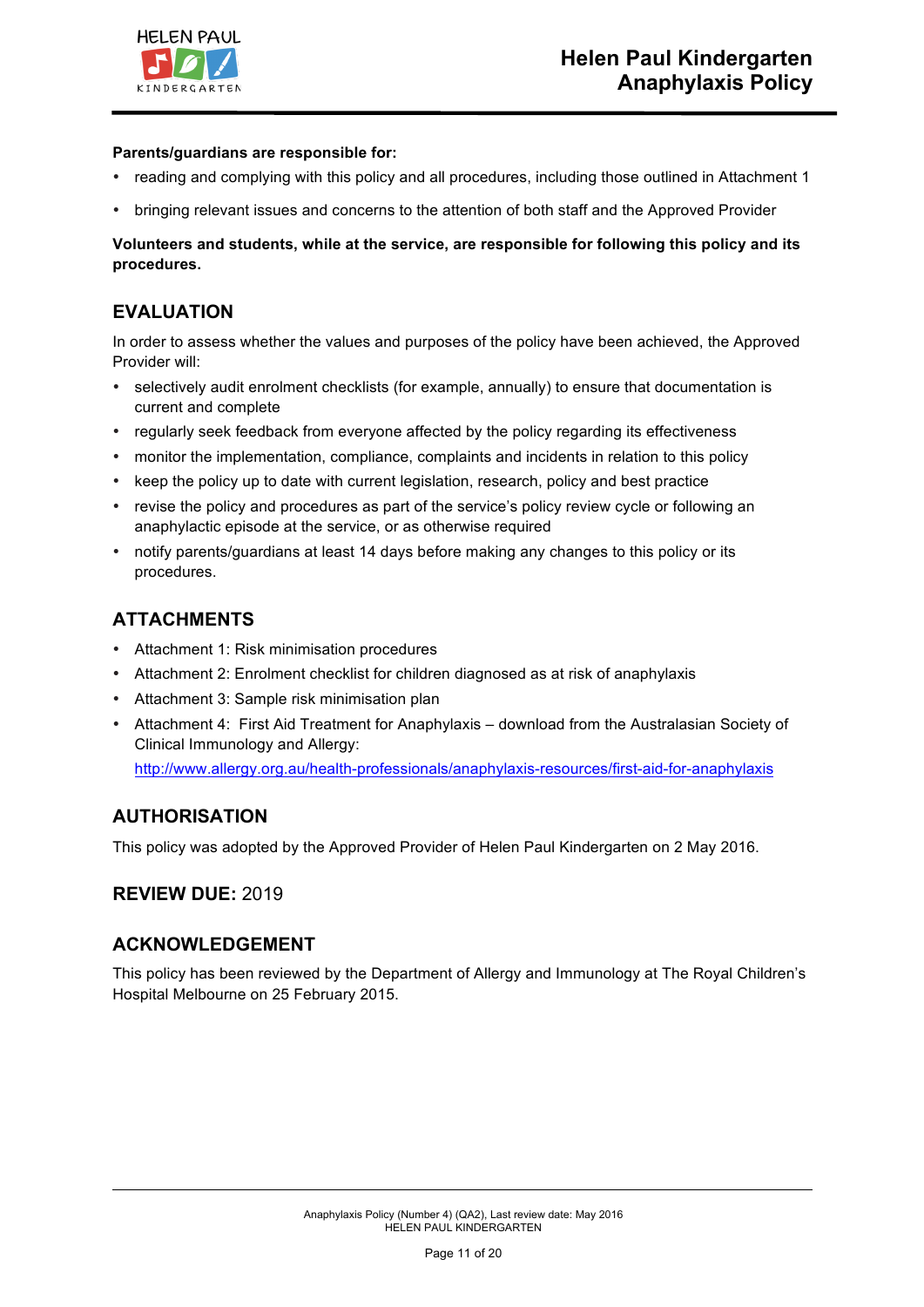**Parents/guardians are responsible for:**

- reading and complying with this policy and all procedures, including those outlined in Attachment 1
- bringing relevant issues and concerns to the attention of both staff and the Approved Provider

**Volunteers and students, while at the service, are responsible for following this policy and its procedures.**

## EVALUATION

In order to assess whether the values and purposes of the policy have been achieved, the Approved Provider will:

- selectively audit enrolment checklists (for example, annually) to ensure that documentation is current and complete
- regularly seek feedback from everyone affected by the policy regarding its effectiveness
- monitor the implementation, compliance, complaints and incidents in relation to this policy
- keep the policy up to date with current legislation, research, policy and best practice
- revise the policy and procedures as part of the service's policy review cycle or following an anaphylactic episode at the service, or as otherwise required
- notify parents/guardians at least 14 days before making any changes to this policy or its procedures.

## ATTACHMENTS

- Attachment 1: Risk minimisation procedures
- Attachment 2: Enrolment checklist for children diagnosed as at risk of anaphylaxis
- Attachment 3: Sample risk minimisation plan
- Attachment 4: First Aid Treatment for Anaphylaxis – download from the Australasian Society of Clinical Immunology and Allergy:
  http://www.allergy.org.au/health-professionals/anaphylaxis-resources/first-aid-for-anaphylaxis

## AUTHORISATION

This policy was adopted by the Approved Provider of Helen Paul Kindergarten on 2 May 2016.

## REVIEW DUE: 2019

## ACKNOWLEDGEMENT

This policy has been reviewed by the Department of Allergy and Immunology at The Royal Children's Hospital Melbourne on 25 February 2015.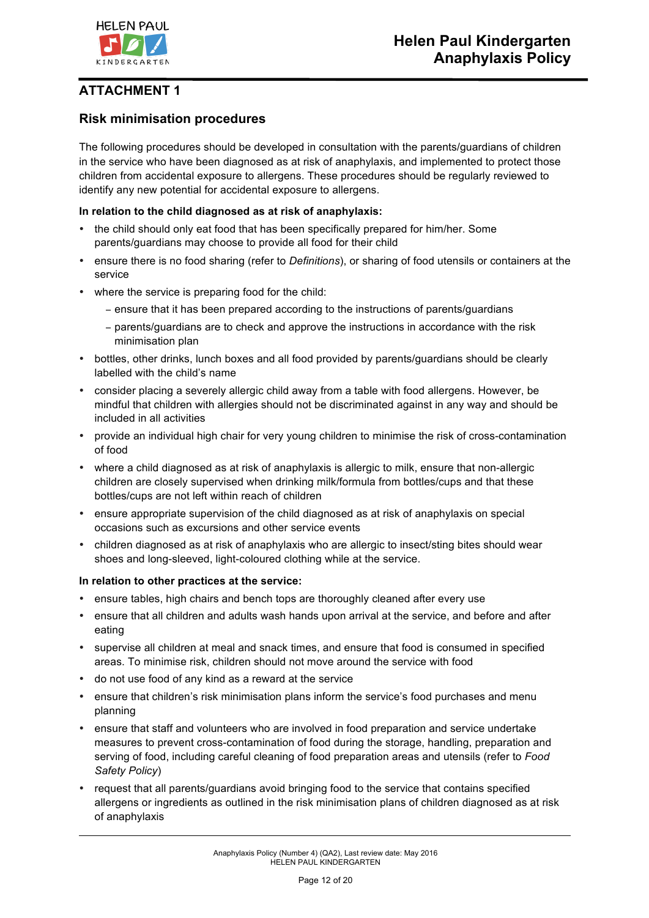## ATTACHMENT 1

### Risk minimisation procedures

The following procedures should be developed in consultation with the parents/guardians of children in the service who have been diagnosed as at risk of anaphylaxis, and implemented to protect those children from accidental exposure to allergens. These procedures should be regularly reviewed to identify any new potential for accidental exposure to allergens.

**In relation to the child diagnosed as at risk of anaphylaxis:**

- the child should only eat food that has been specifically prepared for him/her. Some parents/guardians may choose to provide all food for their child
- ensure there is no food sharing (refer to *Definitions*), or sharing of food utensils or containers at the service
- where the service is preparing food for the child:
  - ensure that it has been prepared according to the instructions of parents/guardians
  - parents/guardians are to check and approve the instructions in accordance with the risk minimisation plan
- bottles, other drinks, lunch boxes and all food provided by parents/guardians should be clearly labelled with the child's name
- consider placing a severely allergic child away from a table with food allergens. However, be mindful that children with allergies should not be discriminated against in any way and should be included in all activities
- provide an individual high chair for very young children to minimise the risk of cross-contamination of food
- where a child diagnosed as at risk of anaphylaxis is allergic to milk, ensure that non-allergic children are closely supervised when drinking milk/formula from bottles/cups and that these bottles/cups are not left within reach of children
- ensure appropriate supervision of the child diagnosed as at risk of anaphylaxis on special occasions such as excursions and other service events
- children diagnosed as at risk of anaphylaxis who are allergic to insect/sting bites should wear shoes and long-sleeved, light-coloured clothing while at the service.

**In relation to other practices at the service:**

- ensure tables, high chairs and bench tops are thoroughly cleaned after every use
- ensure that all children and adults wash hands upon arrival at the service, and before and after eating
- supervise all children at meal and snack times, and ensure that food is consumed in specified areas. To minimise risk, children should not move around the service with food
- do not use food of any kind as a reward at the service
- ensure that children's risk minimisation plans inform the service's food purchases and menu planning
- ensure that staff and volunteers who are involved in food preparation and service undertake measures to prevent cross-contamination of food during the storage, handling, preparation and serving of food, including careful cleaning of food preparation areas and utensils (refer to *Food Safety Policy*)
- request that all parents/guardians avoid bringing food to the service that contains specified allergens or ingredients as outlined in the risk minimisation plans of children diagnosed as at risk of anaphylaxis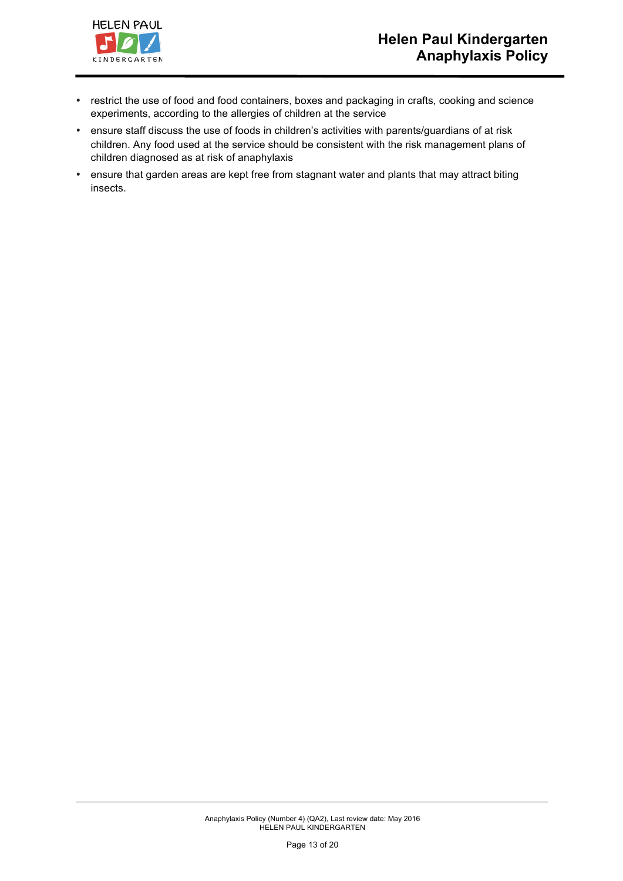- restrict the use of food and food containers, boxes and packaging in crafts, cooking and science experiments, according to the allergies of children at the service
- ensure staff discuss the use of foods in children's activities with parents/guardians of at risk children. Any food used at the service should be consistent with the risk management plans of children diagnosed as at risk of anaphylaxis
- ensure that garden areas are kept free from stagnant water and plants that may attract biting insects.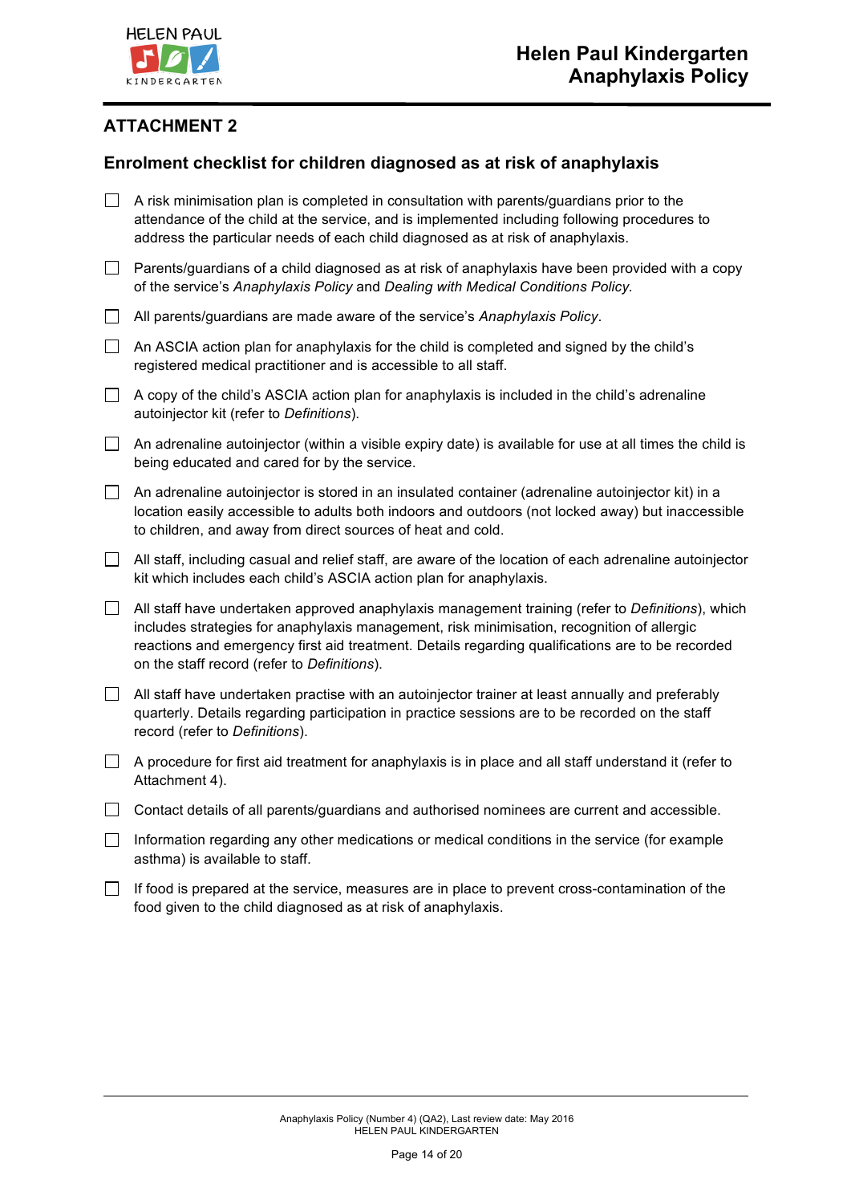## ATTACHMENT 2

### Enrolment checklist for children diagnosed as at risk of anaphylaxis

- [ ] A risk minimisation plan is completed in consultation with parents/guardians prior to the attendance of the child at the service, and is implemented including following procedures to address the particular needs of each child diagnosed as at risk of anaphylaxis.
- [ ] Parents/guardians of a child diagnosed as at risk of anaphylaxis have been provided with a copy of the service's *Anaphylaxis Policy* and *Dealing with Medical Conditions Policy.*
- [ ] All parents/guardians are made aware of the service's *Anaphylaxis Policy*.
- [ ] An ASCIA action plan for anaphylaxis for the child is completed and signed by the child's registered medical practitioner and is accessible to all staff.
- [ ] A copy of the child's ASCIA action plan for anaphylaxis is included in the child's adrenaline autoinjector kit (refer to *Definitions*).
- [ ] An adrenaline autoinjector (within a visible expiry date) is available for use at all times the child is being educated and cared for by the service.
- [ ] An adrenaline autoinjector is stored in an insulated container (adrenaline autoinjector kit) in a location easily accessible to adults both indoors and outdoors (not locked away) but inaccessible to children, and away from direct sources of heat and cold.
- [ ] All staff, including casual and relief staff, are aware of the location of each adrenaline autoinjector kit which includes each child's ASCIA action plan for anaphylaxis.
- [ ] All staff have undertaken approved anaphylaxis management training (refer to *Definitions*), which includes strategies for anaphylaxis management, risk minimisation, recognition of allergic reactions and emergency first aid treatment. Details regarding qualifications are to be recorded on the staff record (refer to *Definitions*).
- [ ] All staff have undertaken practise with an autoinjector trainer at least annually and preferably quarterly. Details regarding participation in practice sessions are to be recorded on the staff record (refer to *Definitions*).
- [ ] A procedure for first aid treatment for anaphylaxis is in place and all staff understand it (refer to Attachment 4).
- [ ] Contact details of all parents/guardians and authorised nominees are current and accessible.
- [ ] Information regarding any other medications or medical conditions in the service (for example asthma) is available to staff.
- [ ] If food is prepared at the service, measures are in place to prevent cross-contamination of the food given to the child diagnosed as at risk of anaphylaxis.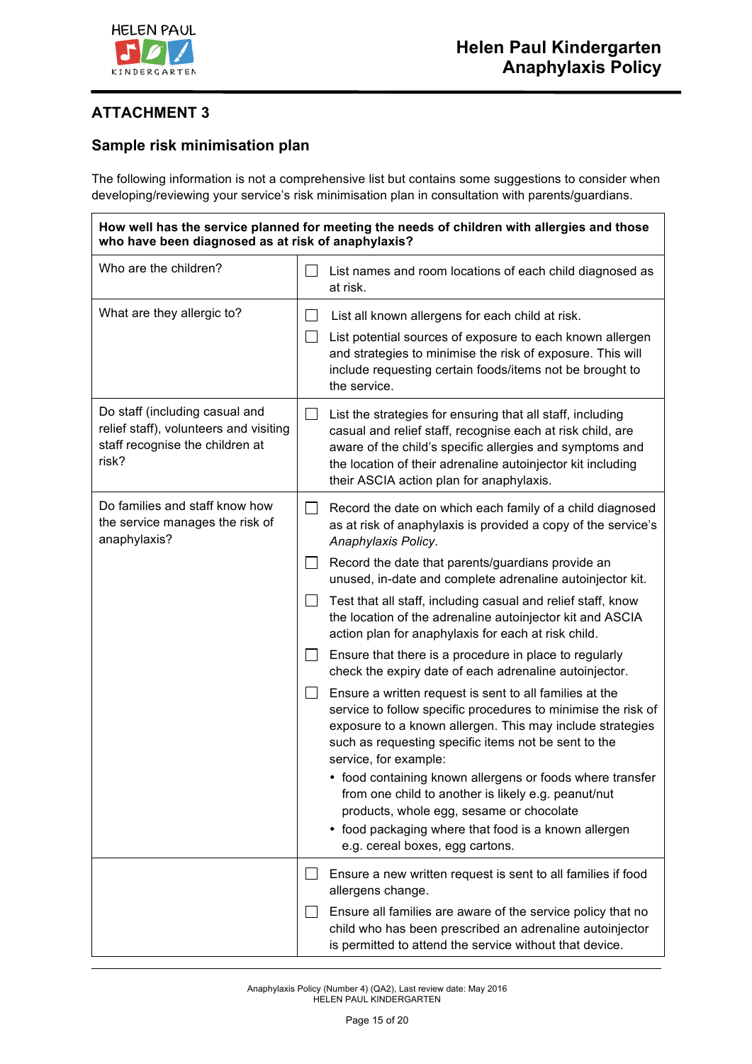## ATTACHMENT 3

### Sample risk minimisation plan

The following information is not a comprehensive list but contains some suggestions to consider when developing/reviewing your service's risk minimisation plan in consultation with parents/guardians.

| **How well has the service planned for meeting the needs of children with allergies and those who have been diagnosed as at risk of anaphylaxis?** | |
|---|---|
| Who are the children? | ☐ List names and room locations of each child diagnosed as at risk. |
| What are they allergic to? | ☐ List all known allergens for each child at risk.<br>☐ List potential sources of exposure to each known allergen and strategies to minimise the risk of exposure. This will include requesting certain foods/items not be brought to the service. |
| Do staff (including casual and relief staff), volunteers and visiting staff recognise the children at risk? | ☐ List the strategies for ensuring that all staff, including casual and relief staff, recognise each at risk child, are aware of the child's specific allergies and symptoms and the location of their adrenaline autoinjector kit including their ASCIA action plan for anaphylaxis. |
| Do families and staff know how the service manages the risk of anaphylaxis? | ☐ Record the date on which each family of a child diagnosed as at risk of anaphylaxis is provided a copy of the service's *Anaphylaxis Policy*.<br>☐ Record the date that parents/guardians provide an unused, in-date and complete adrenaline autoinjector kit.<br>☐ Test that all staff, including casual and relief staff, know the location of the adrenaline autoinjector kit and ASCIA action plan for anaphylaxis for each at risk child.<br>☐ Ensure that there is a procedure in place to regularly check the expiry date of each adrenaline autoinjector.<br>☐ Ensure a written request is sent to all families at the service to follow specific procedures to minimise the risk of exposure to a known allergen. This may include strategies such as requesting specific items not be sent to the service, for example:<br>• food containing known allergens or foods where transfer from one child to another is likely e.g. peanut/nut products, whole egg, sesame or chocolate<br>• food packaging where that food is a known allergen e.g. cereal boxes, egg cartons. |
| | ☐ Ensure a new written request is sent to all families if food allergens change.<br>☐ Ensure all families are aware of the service policy that no child who has been prescribed an adrenaline autoinjector is permitted to attend the service without that device. |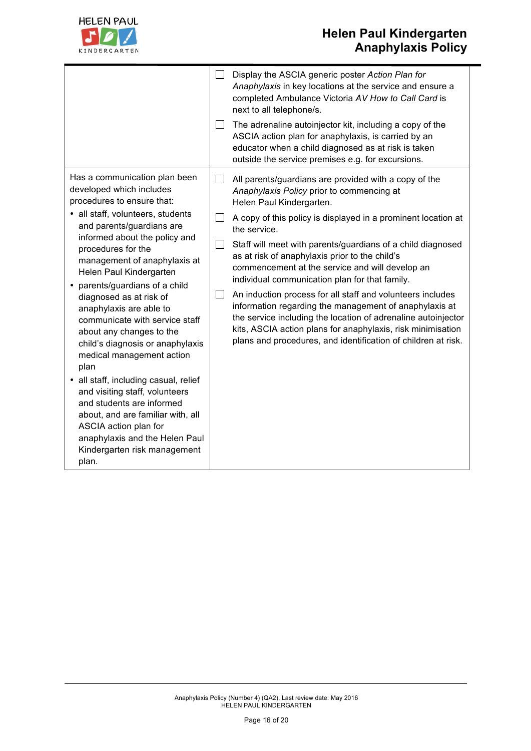| | |
|---|---|
| | ☐ Display the ASCIA generic poster *Action Plan for Anaphylaxis* in key locations at the service and ensure a completed Ambulance Victoria *AV How to Call Card* is next to all telephone/s.<br><br>☐ The adrenaline autoinjector kit, including a copy of the ASCIA action plan for anaphylaxis, is carried by an educator when a child diagnosed as at risk is taken outside the service premises e.g. for excursions. |
| Has a communication plan been developed which includes procedures to ensure that:<br>• all staff, volunteers, students and parents/guardians are informed about the policy and procedures for the management of anaphylaxis at Helen Paul Kindergarten<br>• parents/guardians of a child diagnosed as at risk of anaphylaxis are able to communicate with service staff about any changes to the child's diagnosis or anaphylaxis medical management action plan<br>• all staff, including casual, relief and visiting staff, volunteers and students are informed about, and are familiar with, all ASCIA action plan for anaphylaxis and the Helen Paul Kindergarten risk management plan. | ☐ All parents/guardians are provided with a copy of the *Anaphylaxis Policy* prior to commencing at Helen Paul Kindergarten.<br><br>☐ A copy of this policy is displayed in a prominent location at the service.<br><br>☐ Staff will meet with parents/guardians of a child diagnosed as at risk of anaphylaxis prior to the child's commencement at the service and will develop an individual communication plan for that family.<br><br>☐ An induction process for all staff and volunteers includes information regarding the management of anaphylaxis at the service including the location of adrenaline autoinjector kits, ASCIA action plans for anaphylaxis, risk minimisation plans and procedures, and identification of children at risk. |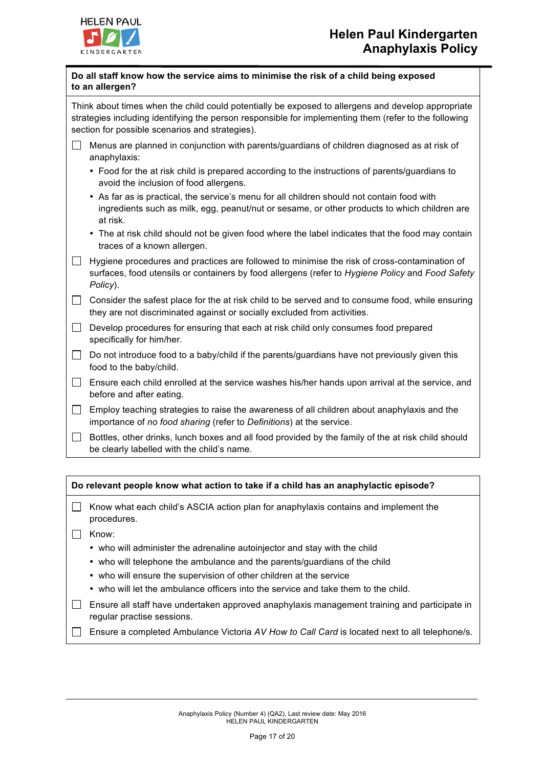**Do all staff know how the service aims to minimise the risk of a child being exposed to an allergen?**

Think about times when the child could potentially be exposed to allergens and develop appropriate strategies including identifying the person responsible for implementing them (refer to the following section for possible scenarios and strategies).

- ☐ Menus are planned in conjunction with parents/guardians of children diagnosed as at risk of anaphylaxis:
  - Food for the at risk child is prepared according to the instructions of parents/guardians to avoid the inclusion of food allergens.
  - As far as is practical, the service's menu for all children should not contain food with ingredients such as milk, egg, peanut/nut or sesame, or other products to which children are at risk.
  - The at risk child should not be given food where the label indicates that the food may contain traces of a known allergen.
- ☐ Hygiene procedures and practices are followed to minimise the risk of cross-contamination of surfaces, food utensils or containers by food allergens (refer to *Hygiene Policy* and *Food Safety Policy*).
- ☐ Consider the safest place for the at risk child to be served and to consume food, while ensuring they are not discriminated against or socially excluded from activities.
- ☐ Develop procedures for ensuring that each at risk child only consumes food prepared specifically for him/her.
- ☐ Do not introduce food to a baby/child if the parents/guardians have not previously given this food to the baby/child.
- ☐ Ensure each child enrolled at the service washes his/her hands upon arrival at the service, and before and after eating.
- ☐ Employ teaching strategies to raise the awareness of all children about anaphylaxis and the importance of *no food sharing* (refer to *Definitions*) at the service.
- ☐ Bottles, other drinks, lunch boxes and all food provided by the family of the at risk child should be clearly labelled with the child's name.

**Do relevant people know what action to take if a child has an anaphylactic episode?**

- ☐ Know what each child's ASCIA action plan for anaphylaxis contains and implement the procedures.
- ☐ Know:
  - who will administer the adrenaline autoinjector and stay with the child
  - who will telephone the ambulance and the parents/guardians of the child
  - who will ensure the supervision of other children at the service
  - who will let the ambulance officers into the service and take them to the child.
- ☐ Ensure all staff have undertaken approved anaphylaxis management training and participate in regular practise sessions.
- ☐ Ensure a completed Ambulance Victoria *AV How to Call Card* is located next to all telephone/s.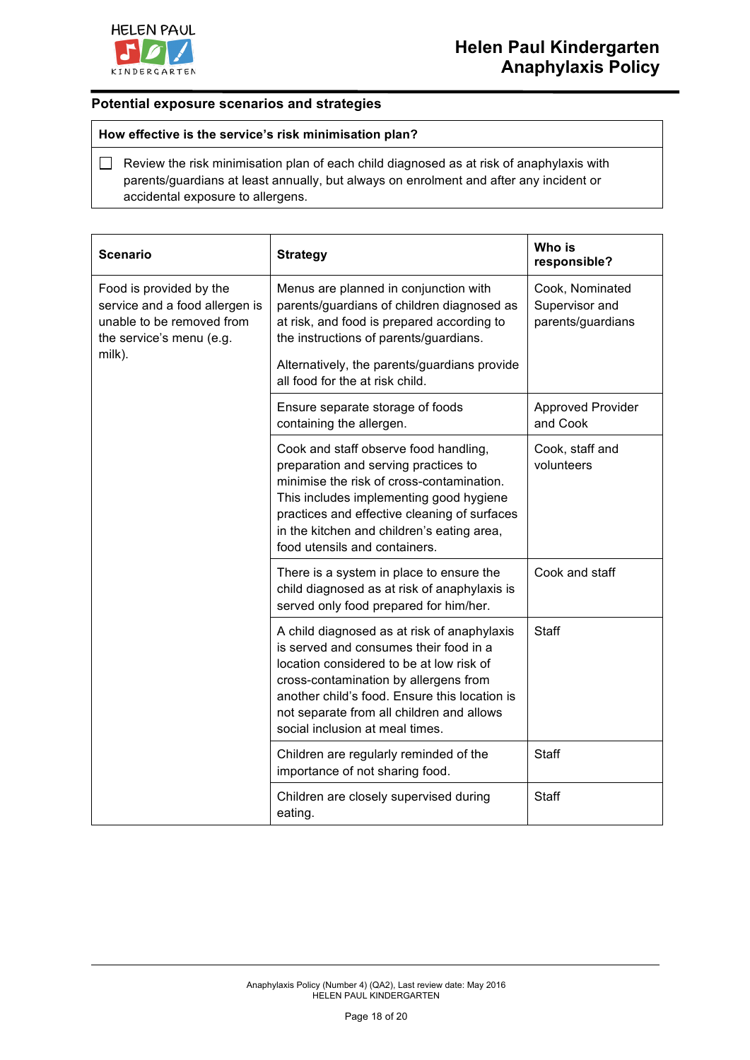## Potential exposure scenarios and strategies

| How effective is the service's risk minimisation plan? |
|---|
| ☐ Review the risk minimisation plan of each child diagnosed as at risk of anaphylaxis with parents/guardians at least annually, but always on enrolment and after any incident or accidental exposure to allergens. |

| Scenario | Strategy | Who is responsible? |
|---|---|---|
| Food is provided by the service and a food allergen is unable to be removed from the service's menu (e.g. milk). | Menus are planned in conjunction with parents/guardians of children diagnosed as at risk, and food is prepared according to the instructions of parents/guardians.<br><br>Alternatively, the parents/guardians provide all food for the at risk child. | Cook, Nominated Supervisor and parents/guardians |
| | Ensure separate storage of foods containing the allergen. | Approved Provider and Cook |
| | Cook and staff observe food handling, preparation and serving practices to minimise the risk of cross-contamination. This includes implementing good hygiene practices and effective cleaning of surfaces in the kitchen and children's eating area, food utensils and containers. | Cook, staff and volunteers |
| | There is a system in place to ensure the child diagnosed as at risk of anaphylaxis is served only food prepared for him/her. | Cook and staff |
| | A child diagnosed as at risk of anaphylaxis is served and consumes their food in a location considered to be at low risk of cross-contamination by allergens from another child's food. Ensure this location is not separate from all children and allows social inclusion at meal times. | Staff |
| | Children are regularly reminded of the importance of not sharing food. | Staff |
| | Children are closely supervised during eating. | Staff |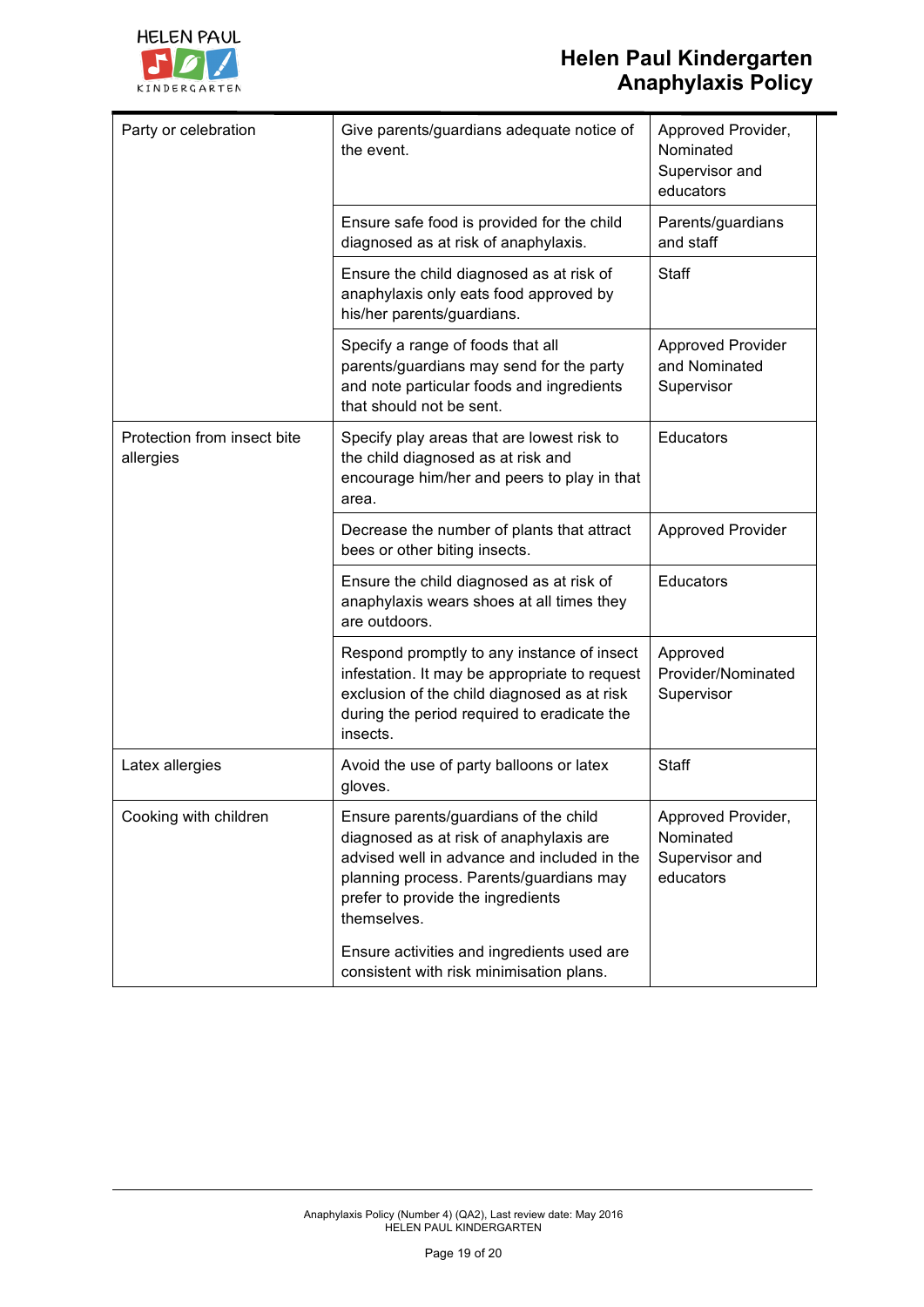| Party or celebration | Give parents/guardians adequate notice of the event. | Approved Provider, Nominated Supervisor and educators |
|---|---|---|
| | Ensure safe food is provided for the child diagnosed as at risk of anaphylaxis. | Parents/guardians and staff |
| | Ensure the child diagnosed as at risk of anaphylaxis only eats food approved by his/her parents/guardians. | Staff |
| | Specify a range of foods that all parents/guardians may send for the party and note particular foods and ingredients that should not be sent. | Approved Provider and Nominated Supervisor |
| Protection from insect bite allergies | Specify play areas that are lowest risk to the child diagnosed as at risk and encourage him/her and peers to play in that area. | Educators |
| | Decrease the number of plants that attract bees or other biting insects. | Approved Provider |
| | Ensure the child diagnosed as at risk of anaphylaxis wears shoes at all times they are outdoors. | Educators |
| | Respond promptly to any instance of insect infestation. It may be appropriate to request exclusion of the child diagnosed as at risk during the period required to eradicate the insects. | Approved Provider/Nominated Supervisor |
| Latex allergies | Avoid the use of party balloons or latex gloves. | Staff |
| Cooking with children | Ensure parents/guardians of the child diagnosed as at risk of anaphylaxis are advised well in advance and included in the planning process. Parents/guardians may prefer to provide the ingredients themselves.<br><br>Ensure activities and ingredients used are consistent with risk minimisation plans. | Approved Provider, Nominated Supervisor and educators |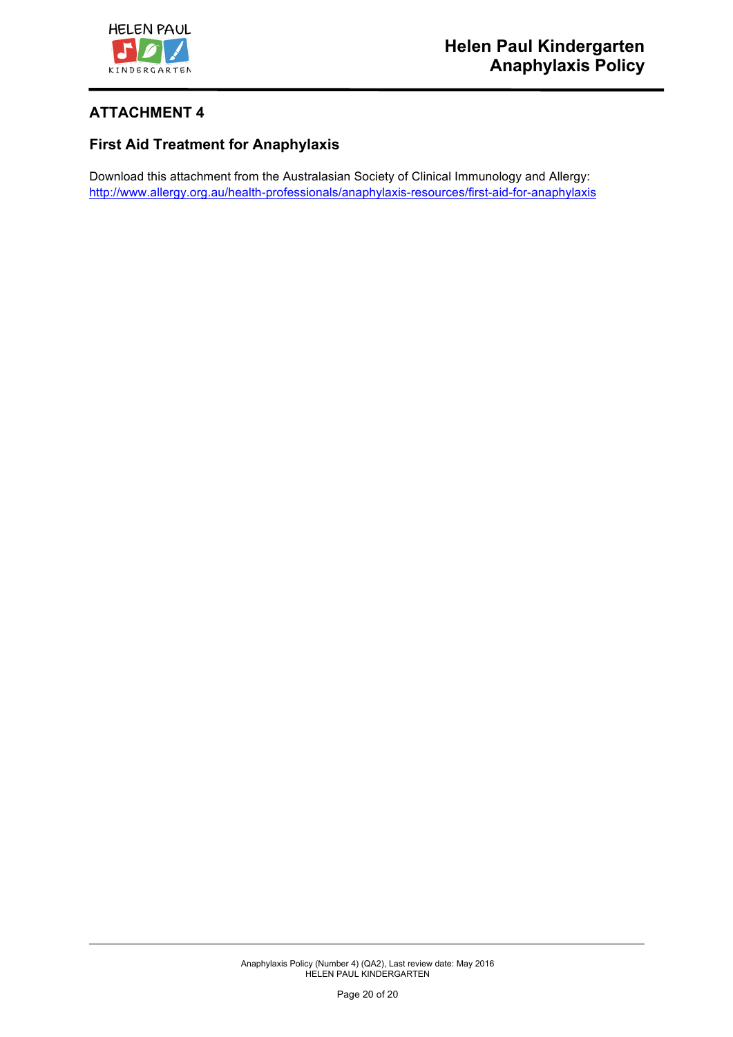## ATTACHMENT 4

### First Aid Treatment for Anaphylaxis

Download this attachment from the Australasian Society of Clinical Immunology and Allergy: http://www.allergy.org.au/health-professionals/anaphylaxis-resources/first-aid-for-anaphylaxis